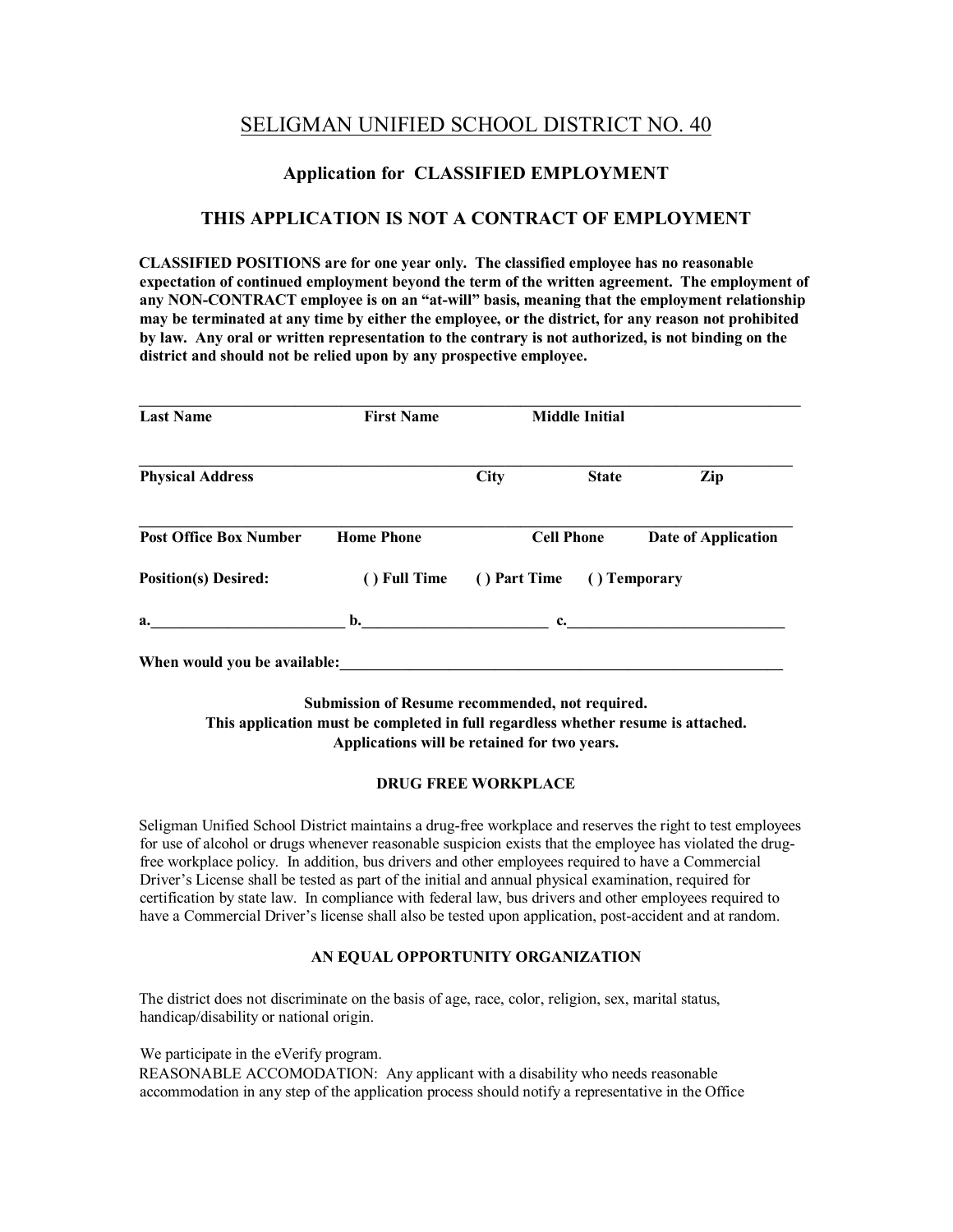# SELIGMAN UNIFIED SCHOOL DISTRICT NO. 40

## Application for CLASSIFIED EMPLOYMENT

## THIS APPLICATION IS NOT A CONTRACT OF EMPLOYMENT

**CLASSIFIED POSITIONS are for one year only. The classified employee has no reasonable expectation of continued employment beyond the term of the written agreement. The employment of any NON-CONTRACT employee is on an "at-will" basis, meaning that the employment relationship may be terminated at any time by either the employee, or the district, for any reason not prohibited by law. Any oral or written representation to the contrary is not authorized, is not binding on the district and should not be relied upon by any prospective employee.**

_______________________________________________________________________________

**Last Name** **First Name** **Middle Initial**

_______________________________________________________________________________

**Physical Address** **City** **State** **Zip**

_______________________________________________________________________________

**Post Office Box Number** **Home Phone** **Cell Phone** **Date of Application**

**Position(s) Desired:** **( ) Full Time** **( ) Part Time** **( ) Temporary**

**a.________________________ b.________________________ c.___________________________**

**When would you be available:___________________________________________________________**

**Submission of Resume recommended, not required.**
**This application must be completed in full regardless whether resume is attached.**
**Applications will be retained for two years.**

### DRUG FREE WORKPLACE

Seligman Unified School District maintains a drug-free workplace and reserves the right to test employees for use of alcohol or drugs whenever reasonable suspicion exists that the employee has violated the drug-free workplace policy. In addition, bus drivers and other employees required to have a Commercial Driver's License shall be tested as part of the initial and annual physical examination, required for certification by state law. In compliance with federal law, bus drivers and other employees required to have a Commercial Driver's license shall also be tested upon application, post-accident and at random.

### AN EQUAL OPPORTUNITY ORGANIZATION

The district does not discriminate on the basis of age, race, color, religion, sex, marital status, handicap/disability or national origin.

We participate in the eVerify program.
REASONABLE ACCOMODATION: Any applicant with a disability who needs reasonable accommodation in any step of the application process should notify a representative in the Office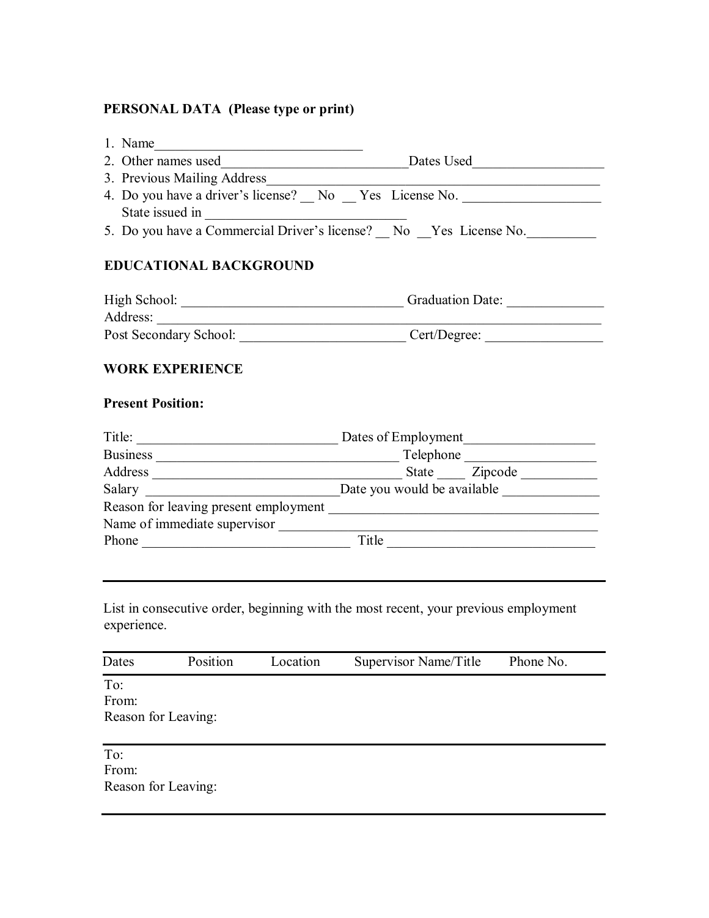### PERSONAL DATA (Please type or print)

1. Name______________________________
2. Other names used___________________________Dates Used__________________
3. Previous Mailing Address________________________________________________
4. Do you have a driver's license? __ No __ Yes License No. ___________________
   State issued in _____________________________
5. Do you have a Commercial Driver's license? __ No __Yes License No.__________

### EDUCATIONAL BACKGROUND

High School: ________________________________ Graduation Date: ______________
Address: __________________________________________________________________
Post Secondary School: _______________________ Cert/Degree: ________________

### WORK EXPERIENCE

**Present Position:**

Title: _____________________________ Dates of Employment__________________
Business ___________________________________ Telephone __________________
Address ____________________________________ State ____ Zipcode ___________
Salary ___________________________Date you would be available ______________
Reason for leaving present employment ________________________________________
Name of immediate supervisor ________________________________________________
Phone ______________________________ Title ______________________________

---

List in consecutive order, beginning with the most recent, your previous employment experience.

| Dates | Position | Location | Supervisor Name/Title | Phone No. |
|---|---|---|---|---|
| To:<br>From:<br>Reason for Leaving: | | | | |
| To:<br>From:<br>Reason for Leaving: | | | | |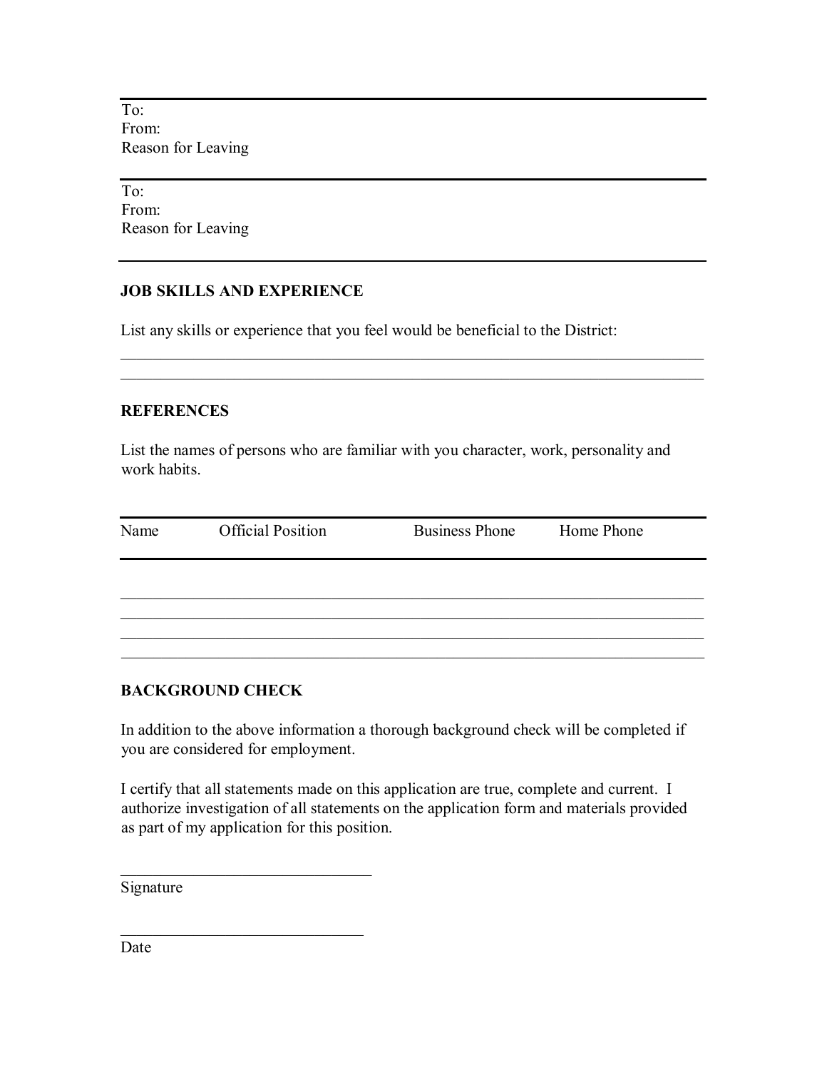To:
From:
Reason for Leaving

To:
From:
Reason for Leaving

**JOB SKILLS AND EXPERIENCE**

List any skills or experience that you feel would be beneficial to the District:

______________________________________________________________________

______________________________________________________________________

**REFERENCES**

List the names of persons who are familiar with you character, work, personality and work habits.

| Name | Official Position | Business Phone | Home Phone |
|---|---|---|---|
| | | | |
| | | | |
| | | | |
| | | | |

**BACKGROUND CHECK**

In addition to the above information a thorough background check will be completed if you are considered for employment.

I certify that all statements made on this application are true, complete and current. I authorize investigation of all statements on the application form and materials provided as part of my application for this position.

______________________________
Signature

______________________________
Date